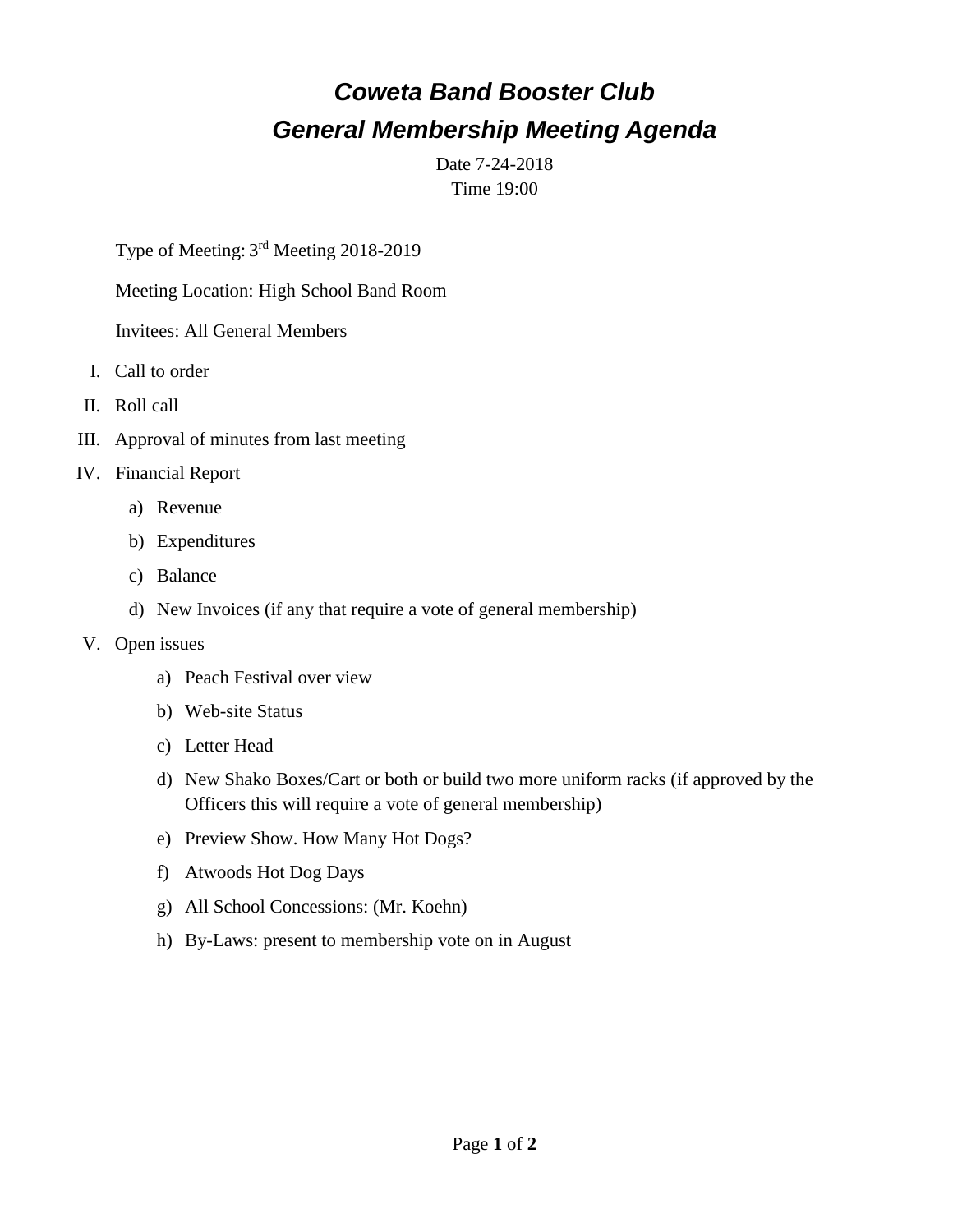# *Coweta Band Booster Club*
## *General Membership Meeting Agenda*

Date 7-24-2018
Time 19:00

Type of Meeting: 3rd Meeting 2018-2019

Meeting Location: High School Band Room

Invitees: All General Members

I. Call to order
II. Roll call
III. Approval of minutes from last meeting
IV. Financial Report
    a) Revenue
    b) Expenditures
    c) Balance
    d) New Invoices (if any that require a vote of general membership)
V. Open issues
    a) Peach Festival over view
    b) Web-site Status
    c) Letter Head
    d) New Shako Boxes/Cart or both or build two more uniform racks (if approved by the Officers this will require a vote of general membership)
    e) Preview Show. How Many Hot Dogs?
    f) Atwoods Hot Dog Days
    g) All School Concessions: (Mr. Koehn)
    h) By-Laws: present to membership vote on in August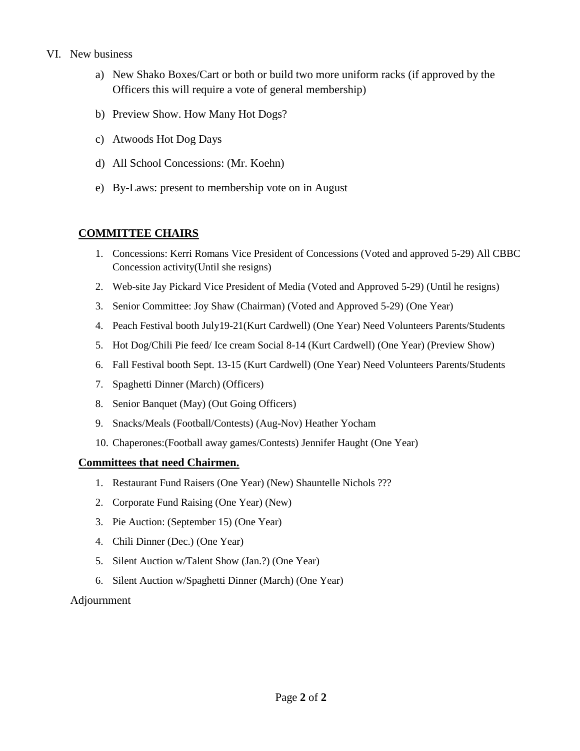VI. New business

a) New Shako Boxes/Cart or both or build two more uniform racks (if approved by the Officers this will require a vote of general membership)

b) Preview Show. How Many Hot Dogs?

c) Atwoods Hot Dog Days

d) All School Concessions: (Mr. Koehn)

e) By-Laws: present to membership vote on in August

**COMMITTEE CHAIRS**

1. Concessions: Kerri Romans Vice President of Concessions (Voted and approved 5-29) All CBBC Concession activity(Until she resigns)
2. Web-site Jay Pickard Vice President of Media (Voted and Approved 5-29) (Until he resigns)
3. Senior Committee: Joy Shaw (Chairman) (Voted and Approved 5-29) (One Year)
4. Peach Festival booth July19-21(Kurt Cardwell) (One Year) Need Volunteers Parents/Students
5. Hot Dog/Chili Pie feed/ Ice cream Social 8-14 (Kurt Cardwell) (One Year) (Preview Show)
6. Fall Festival booth Sept. 13-15 (Kurt Cardwell) (One Year) Need Volunteers Parents/Students
7. Spaghetti Dinner (March) (Officers)
8. Senior Banquet (May) (Out Going Officers)
9. Snacks/Meals (Football/Contests) (Aug-Nov) Heather Yocham
10. Chaperones:(Football away games/Contests) Jennifer Haught (One Year)

**Committees that need Chairmen.**

1. Restaurant Fund Raisers (One Year) (New) Shauntelle Nichols ???
2. Corporate Fund Raising (One Year) (New)
3. Pie Auction: (September 15) (One Year)
4. Chili Dinner (Dec.) (One Year)
5. Silent Auction w/Talent Show (Jan.?) (One Year)
6. Silent Auction w/Spaghetti Dinner (March) (One Year)

Adjournment